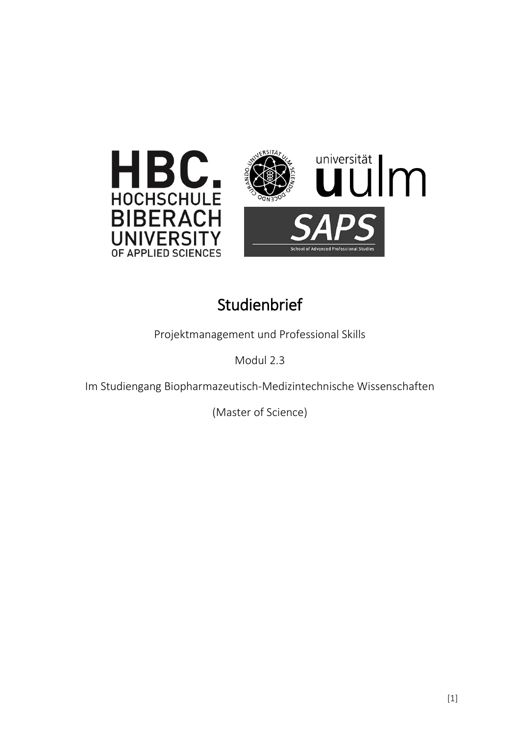# Studienbrief

Projektmanagement und Professional Skills

Modul 2.3

Im Studiengang Biopharmazeutisch-Medizintechnische Wissenschaften

(Master of Science)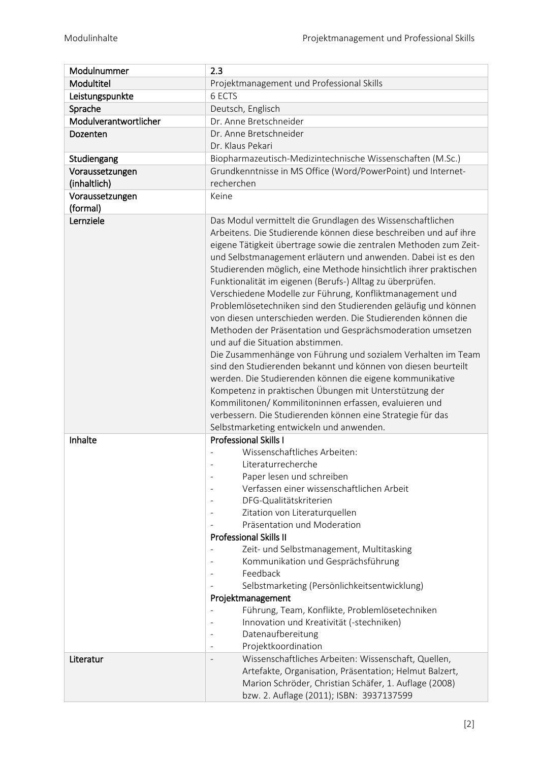| Modulnummer | 2.3 |
|---|---|
| Modultitel | Projektmanagement und Professional Skills |
| Leistungspunkte | 6 ECTS |
| Sprache | Deutsch, Englisch |
| Modulverantwortlicher | Dr. Anne Bretschneider |
| Dozenten | Dr. Anne Bretschneider<br>Dr. Klaus Pekari |
| Studiengang | Biopharmazeutisch-Medizintechnische Wissenschaften (M.Sc.) |
| Voraussetzungen (inhaltlich) | Grundkenntnisse in MS Office (Word/PowerPoint) und Internet-recherchen |
| Voraussetzungen (formal) | Keine |
| Lernziele | Das Modul vermittelt die Grundlagen des Wissenschaftlichen Arbeitens. Die Studierende können diese beschreiben und auf ihre eigene Tätigkeit übertrage sowie die zentralen Methoden zum Zeit- und Selbstmanagement erläutern und anwenden. Dabei ist es den Studierenden möglich, eine Methode hinsichtlich ihrer praktischen Funktionalität im eigenen (Berufs-) Alltag zu überprüfen. Verschiedene Modelle zur Führung, Konfliktmanagement und Problemlösetechniken sind den Studierenden geläufig und können von diesen unterschieden werden. Die Studierenden können die Methoden der Präsentation und Gesprächsmoderation umsetzen und auf die Situation abstimmen.<br>Die Zusammenhänge von Führung und sozialem Verhalten im Team sind den Studierenden bekannt und können von diesen beurteilt werden. Die Studierenden können die eigene kommunikative Kompetenz in praktischen Übungen mit Unterstützung der Kommilitonen/ Kommilitoninnen erfassen, evaluieren und verbessern. Die Studierenden können eine Strategie für das Selbstmarketing entwickeln und anwenden. |
| Inhalte | **Professional Skills I**<br>- Wissenschaftliches Arbeiten:<br>- Literaturrecherche<br>- Paper lesen und schreiben<br>- Verfassen einer wissenschaftlichen Arbeit<br>- DFG-Qualitätskriterien<br>- Zitation von Literaturquellen<br>- Präsentation und Moderation<br>**Professional Skills II**<br>- Zeit- und Selbstmanagement, Multitasking<br>- Kommunikation und Gesprächsführung<br>- Feedback<br>- Selbstmarketing (Persönlichkeitsentwicklung)<br>**Projektmanagement**<br>- Führung, Team, Konflikte, Problemlösetechniken<br>- Innovation und Kreativität (-stechniken)<br>- Datenaufbereitung<br>- Projektkoordination |
| Literatur | - Wissenschaftliches Arbeiten: Wissenschaft, Quellen, Artefakte, Organisation, Präsentation; Helmut Balzert, Marion Schröder, Christian Schäfer, 1. Auflage (2008) bzw. 2. Auflage (2011); ISBN: 3937137599 |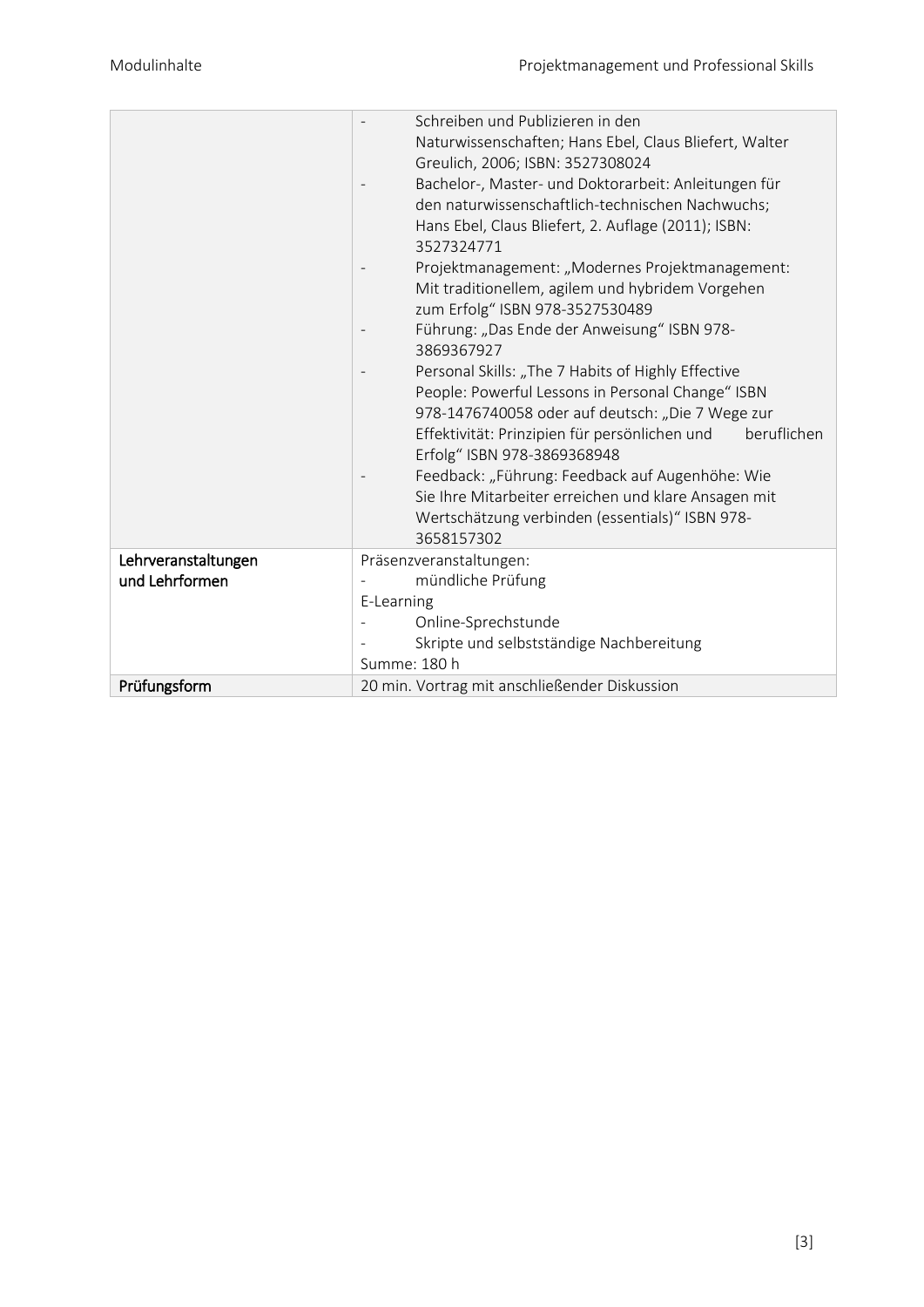| | |
|---|---|
| | - Schreiben und Publizieren in den Naturwissenschaften; Hans Ebel, Claus Bliefert, Walter Greulich, 2006; ISBN: 3527308024<br>- Bachelor-, Master- und Doktorarbeit: Anleitungen für den naturwissenschaftlich-technischen Nachwuchs; Hans Ebel, Claus Bliefert, 2. Auflage (2011); ISBN: 3527324771<br>- Projektmanagement: „Modernes Projektmanagement: Mit traditionellem, agilem und hybridem Vorgehen zum Erfolg" ISBN 978-3527530489<br>- Führung: „Das Ende der Anweisung" ISBN 978-3869367927<br>- Personal Skills: „The 7 Habits of Highly Effective People: Powerful Lessons in Personal Change" ISBN 978-1476740058 oder auf deutsch: „Die 7 Wege zur Effektivität: Prinzipien für persönlichen und beruflichen Erfolg" ISBN 978-3869368948<br>- Feedback: „Führung: Feedback auf Augenhöhe: Wie Sie Ihre Mitarbeiter erreichen und klare Ansagen mit Wertschätzung verbinden (essentials)" ISBN 978-3658157302 |
| **Lehrveranstaltungen und Lehrformen** | Präsenzveranstaltungen:<br>- mündliche Prüfung<br>E-Learning<br>- Online-Sprechstunde<br>- Skripte und selbstständige Nachbereitung<br>Summe: 180 h |
| **Prüfungsform** | 20 min. Vortrag mit anschließender Diskussion |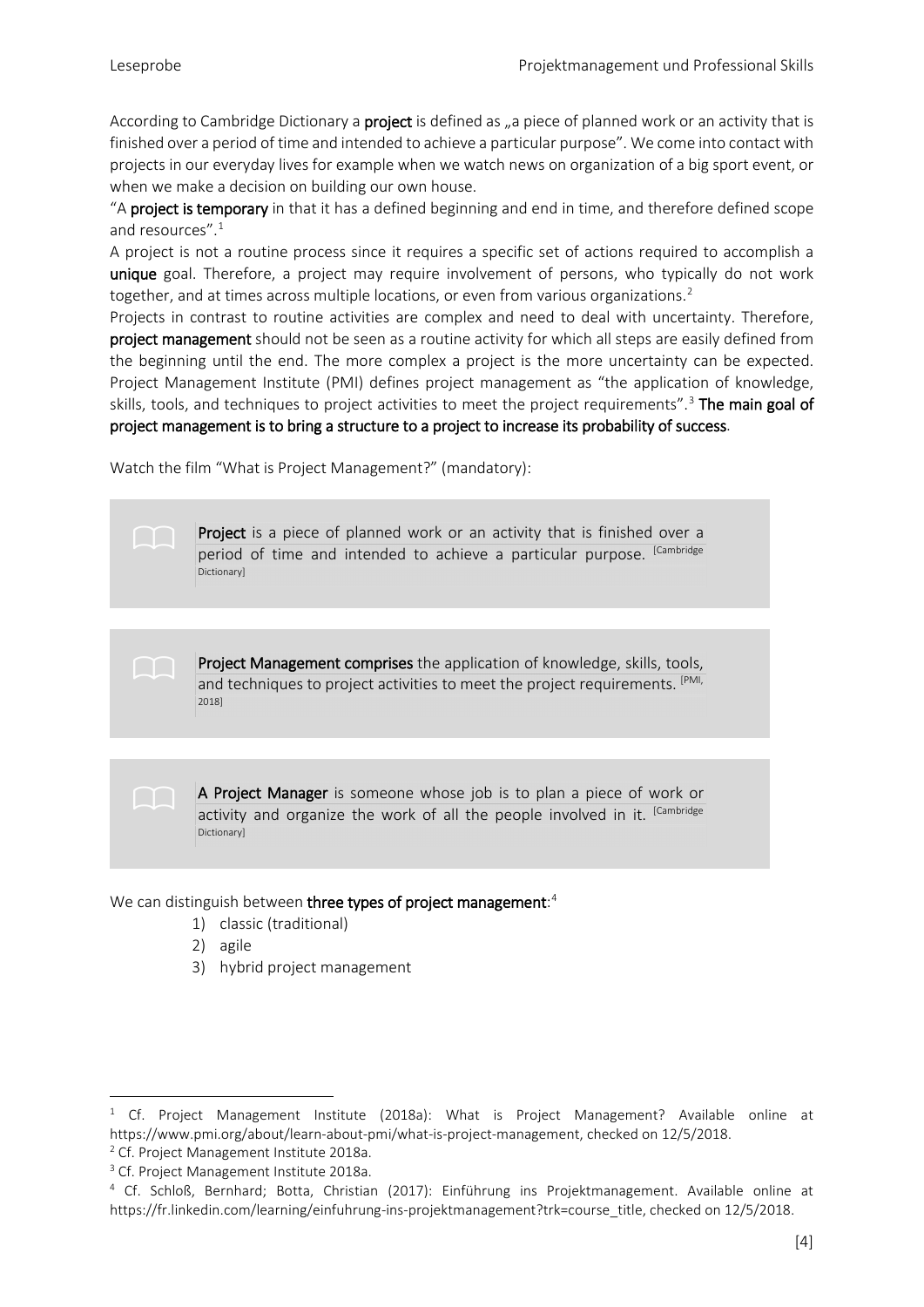According to Cambridge Dictionary a **project** is defined as „a piece of planned work or an activity that is finished over a period of time and intended to achieve a particular purpose". We come into contact with projects in our everyday lives for example when we watch news on organization of a big sport event, or when we make a decision on building our own house.

"A **project is temporary** in that it has a defined beginning and end in time, and therefore defined scope and resources".[1]

A project is not a routine process since it requires a specific set of actions required to accomplish a **unique** goal. Therefore, a project may require involvement of persons, who typically do not work together, and at times across multiple locations, or even from various organizations.[2]

Projects in contrast to routine activities are complex and need to deal with uncertainty. Therefore, **project management** should not be seen as a routine activity for which all steps are easily defined from the beginning until the end. The more complex a project is the more uncertainty can be expected. Project Management Institute (PMI) defines project management as "the application of knowledge, skills, tools, and techniques to project activities to meet the project requirements".[3] **The main goal of project management is to bring a structure to a project to increase its probability of success**.

Watch the film "What is Project Management?" (mandatory):

> **Project** is a piece of planned work or an activity that is finished over a period of time and intended to achieve a particular purpose. [Cambridge Dictionary]

> **Project Management comprises** the application of knowledge, skills, tools, and techniques to project activities to meet the project requirements. [PMI, 2018]

> **A Project Manager** is someone whose job is to plan a piece of work or activity and organize the work of all the people involved in it. [Cambridge Dictionary]

We can distinguish between **three types of project management**:[4]

1) classic (traditional)
2) agile
3) hybrid project management

---

[1] Cf. Project Management Institute (2018a): What is Project Management? Available online at https://www.pmi.org/about/learn-about-pmi/what-is-project-management, checked on 12/5/2018.

[2] Cf. Project Management Institute 2018a.

[3] Cf. Project Management Institute 2018a.

[4] Cf. Schloß, Bernhard; Botta, Christian (2017): Einführung ins Projektmanagement. Available online at https://fr.linkedin.com/learning/einfuhrung-ins-projektmanagement?trk=course_title, checked on 12/5/2018.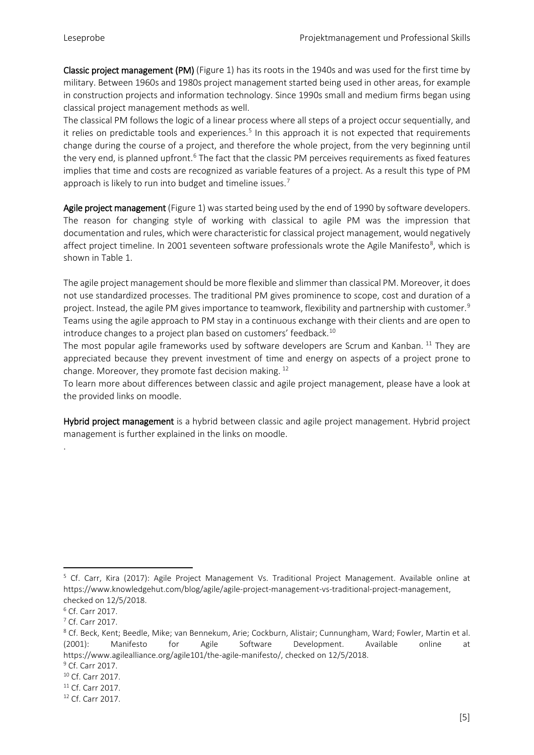**Classic project management (PM)** (Figure 1) has its roots in the 1940s and was used for the first time by military. Between 1960s and 1980s project management started being used in other areas, for example in construction projects and information technology. Since 1990s small and medium firms began using classical project management methods as well.

The classical PM follows the logic of a linear process where all steps of a project occur sequentially, and it relies on predictable tools and experiences.[5] In this approach it is not expected that requirements change during the course of a project, and therefore the whole project, from the very beginning until the very end, is planned upfront.[6] The fact that the classic PM perceives requirements as fixed features implies that time and costs are recognized as variable features of a project. As a result this type of PM approach is likely to run into budget and timeline issues.[7]

**Agile project management** (Figure 1) was started being used by the end of 1990 by software developers. The reason for changing style of working with classical to agile PM was the impression that documentation and rules, which were characteristic for classical project management, would negatively affect project timeline. In 2001 seventeen software professionals wrote the Agile Manifesto[8], which is shown in Table 1.

The agile project management should be more flexible and slimmer than classical PM. Moreover, it does not use standardized processes. The traditional PM gives prominence to scope, cost and duration of a project. Instead, the agile PM gives importance to teamwork, flexibility and partnership with customer.[9] Teams using the agile approach to PM stay in a continuous exchange with their clients and are open to introduce changes to a project plan based on customers' feedback.[10]

The most popular agile frameworks used by software developers are Scrum and Kanban.[11] They are appreciated because they prevent investment of time and energy on aspects of a project prone to change. Moreover, they promote fast decision making.[12]

To learn more about differences between classic and agile project management, please have a look at the provided links on moodle.

**Hybrid project management** is a hybrid between classic and agile project management. Hybrid project management is further explained in the links on moodle.

.

---

[5] Cf. Carr, Kira (2017): Agile Project Management Vs. Traditional Project Management. Available online at https://www.knowledgehut.com/blog/agile/agile-project-management-vs-traditional-project-management, checked on 12/5/2018.

[6] Cf. Carr 2017.

[7] Cf. Carr 2017.

[8] Cf. Beck, Kent; Beedle, Mike; van Bennekum, Arie; Cockburn, Alistair; Cunnungham, Ward; Fowler, Martin et al. (2001): Manifesto for Agile Software Development. Available online at https://www.agilealliance.org/agile101/the-agile-manifesto/, checked on 12/5/2018.

[9] Cf. Carr 2017.

[10] Cf. Carr 2017.

[11] Cf. Carr 2017.

[12] Cf. Carr 2017.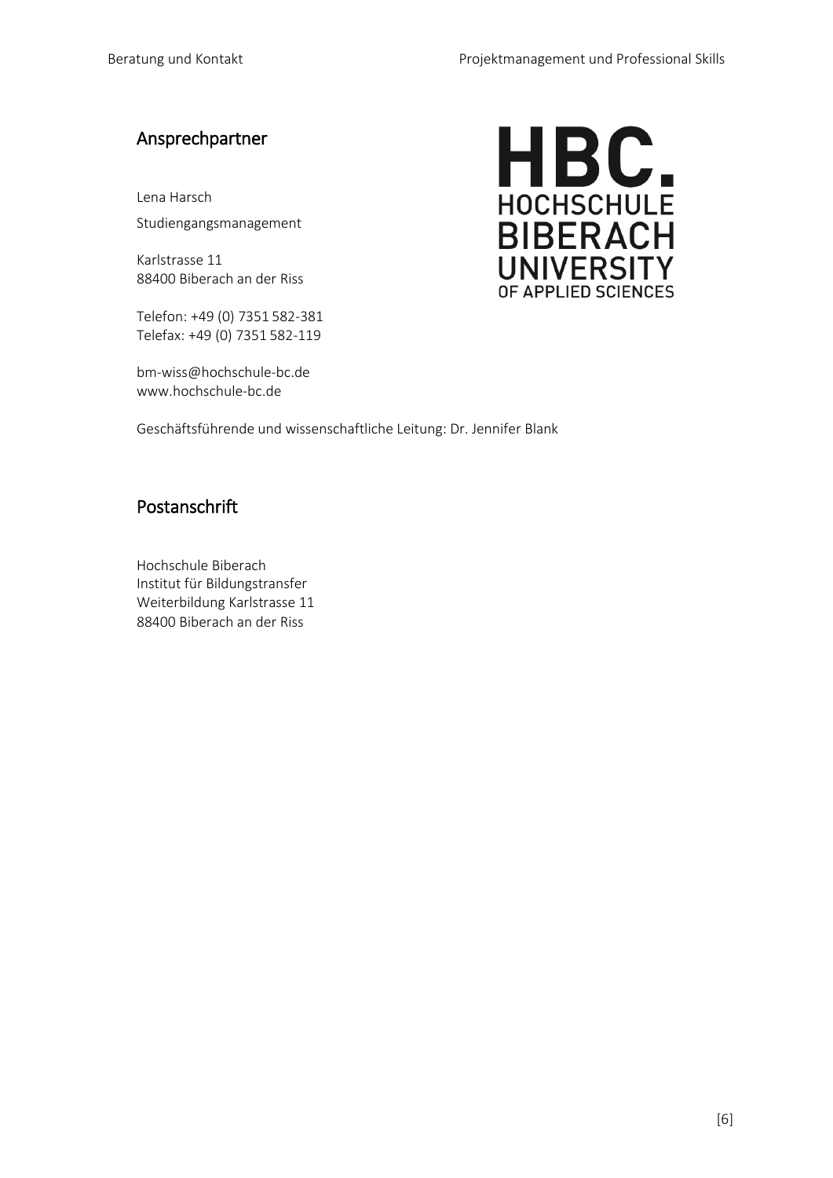## Ansprechpartner

Lena Harsch

Studiengangsmanagement

Karlstrasse 11
88400 Biberach an der Riss

Telefon: +49 (0) 7351 582-381
Telefax: +49 (0) 7351 582-119

bm-wiss@hochschule-bc.de
www.hochschule-bc.de

Geschäftsführende und wissenschaftliche Leitung: Dr. Jennifer Blank

## Postanschrift

Hochschule Biberach
Institut für Bildungstransfer
Weiterbildung Karlstrasse 11
88400 Biberach an der Riss